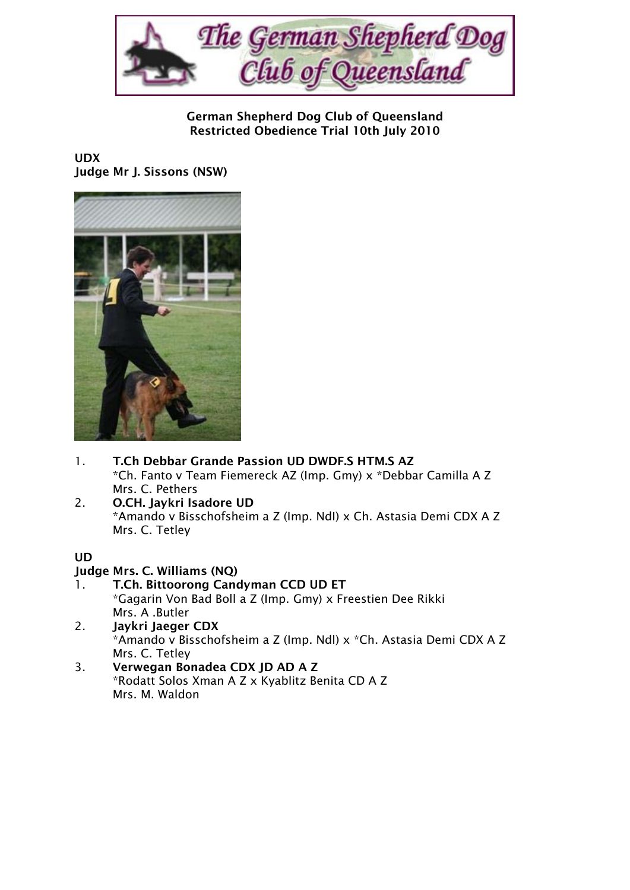**German Shepherd Dog Club of Queensland**
**Restricted Obedience Trial 10th July 2010**

**UDX**
**Judge Mr J. Sissons (NSW)**

1. **T.Ch Debbar Grande Passion UD DWDF.S HTM.S AZ**
   *Ch. Fanto v Team Fiemereck AZ (Imp. Gmy) x *Debbar Camilla A Z
   Mrs. C. Pethers
2. **O.CH. Jaykri Isadore UD**
   *Amando v Bisschofsheim a Z (Imp. Ndl) x Ch. Astasia Demi CDX A Z
   Mrs. C. Tetley

**UD**
**Judge Mrs. C. Williams (NQ)**

1. **T.Ch. Bittoorong Candyman CCD UD ET**
   *Gagarin Von Bad Boll a Z (Imp. Gmy) x Freestien Dee Rikki
   Mrs. A .Butler
2. **Jaykri Jaeger CDX**
   *Amando v Bisschofsheim a Z (Imp. Ndl) x *Ch. Astasia Demi CDX A Z
   Mrs. C. Tetley
3. **Verwegan Bonadea CDX JD AD A Z**
   *Rodatt Solos Xman A Z x Kyablitz Benita CD A Z
   Mrs. M. Waldon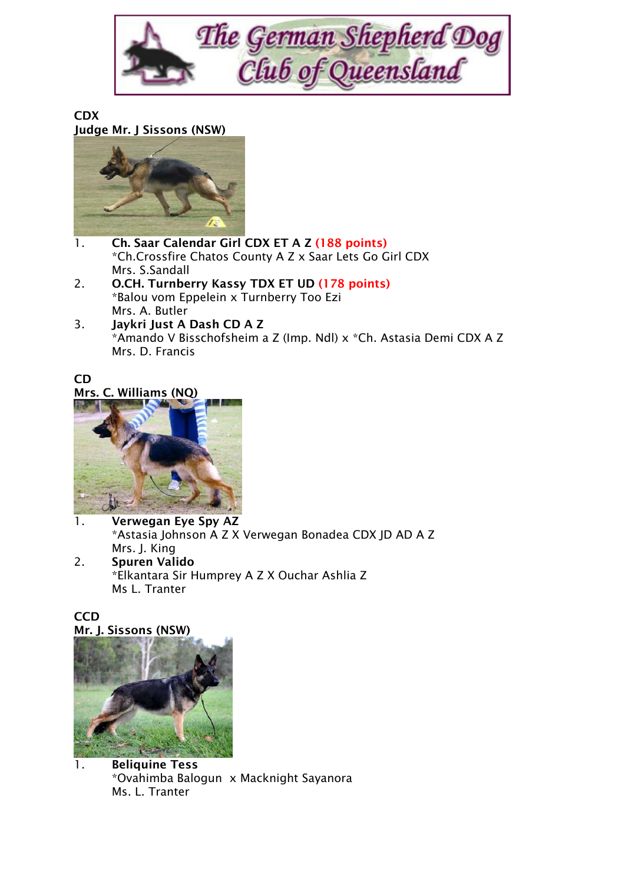# The German Shepherd Dog Club of Queensland

**CDX**
**Judge Mr. J Sissons (NSW)**

1. **Ch. Saar Calendar Girl CDX ET A Z (188 points)**
   *Ch.Crossfire Chatos County A Z x Saar Lets Go Girl CDX
   Mrs. S.Sandall
2. **O.CH. Turnberry Kassy TDX ET UD (178 points)**
   *Balou vom Eppelein x Turnberry Too Ezi
   Mrs. A. Butler
3. **Jaykri Just A Dash CD A Z**
   *Amando V Bisschofsheim a Z (Imp. Ndl) x *Ch. Astasia Demi CDX A Z
   Mrs. D. Francis

**CD**
**Mrs. C. Williams (NQ)**

1. **Verwegan Eye Spy AZ**
   *Astasia Johnson A Z X Verwegan Bonadea CDX JD AD A Z
   Mrs. J. King
2. **Spuren Valido**
   *Elkantara Sir Humprey A Z X Ouchar Ashlia Z
   Ms L. Tranter

**CCD**
**Mr. J. Sissons (NSW)**

1. **Beliquine Tess**
   *Ovahimba Balogun x Macknight Sayanora
   Ms. L. Tranter